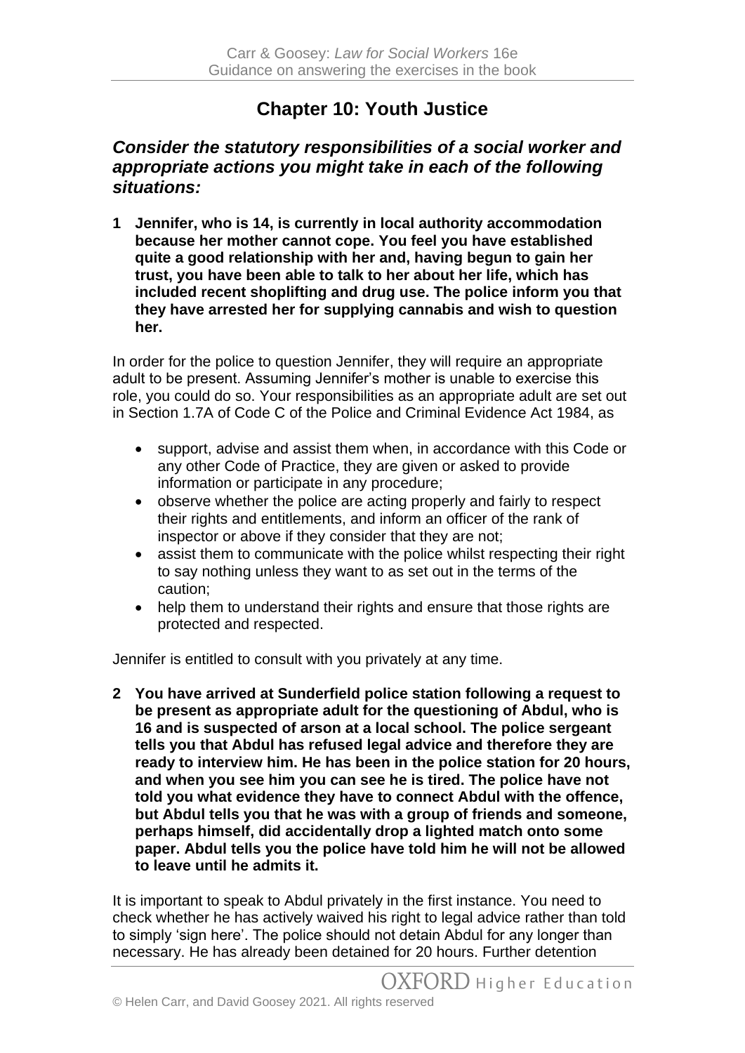# Chapter 10: Youth Justice

### *Consider the statutory responsibilities of a social worker and appropriate actions you might take in each of the following situations:*

**1 Jennifer, who is 14, is currently in local authority accommodation because her mother cannot cope. You feel you have established quite a good relationship with her and, having begun to gain her trust, you have been able to talk to her about her life, which has included recent shoplifting and drug use. The police inform you that they have arrested her for supplying cannabis and wish to question her.**

In order for the police to question Jennifer, they will require an appropriate adult to be present. Assuming Jennifer's mother is unable to exercise this role, you could do so. Your responsibilities as an appropriate adult are set out in Section 1.7A of Code C of the Police and Criminal Evidence Act 1984, as

- support, advise and assist them when, in accordance with this Code or any other Code of Practice, they are given or asked to provide information or participate in any procedure;
- observe whether the police are acting properly and fairly to respect their rights and entitlements, and inform an officer of the rank of inspector or above if they consider that they are not;
- assist them to communicate with the police whilst respecting their right to say nothing unless they want to as set out in the terms of the caution;
- help them to understand their rights and ensure that those rights are protected and respected.

Jennifer is entitled to consult with you privately at any time.

**2 You have arrived at Sunderfield police station following a request to be present as appropriate adult for the questioning of Abdul, who is 16 and is suspected of arson at a local school. The police sergeant tells you that Abdul has refused legal advice and therefore they are ready to interview him. He has been in the police station for 20 hours, and when you see him you can see he is tired. The police have not told you what evidence they have to connect Abdul with the offence, but Abdul tells you that he was with a group of friends and someone, perhaps himself, did accidentally drop a lighted match onto some paper. Abdul tells you the police have told him he will not be allowed to leave until he admits it.**

It is important to speak to Abdul privately in the first instance. You need to check whether he has actively waived his right to legal advice rather than told to simply 'sign here'. The police should not detain Abdul for any longer than necessary. He has already been detained for 20 hours. Further detention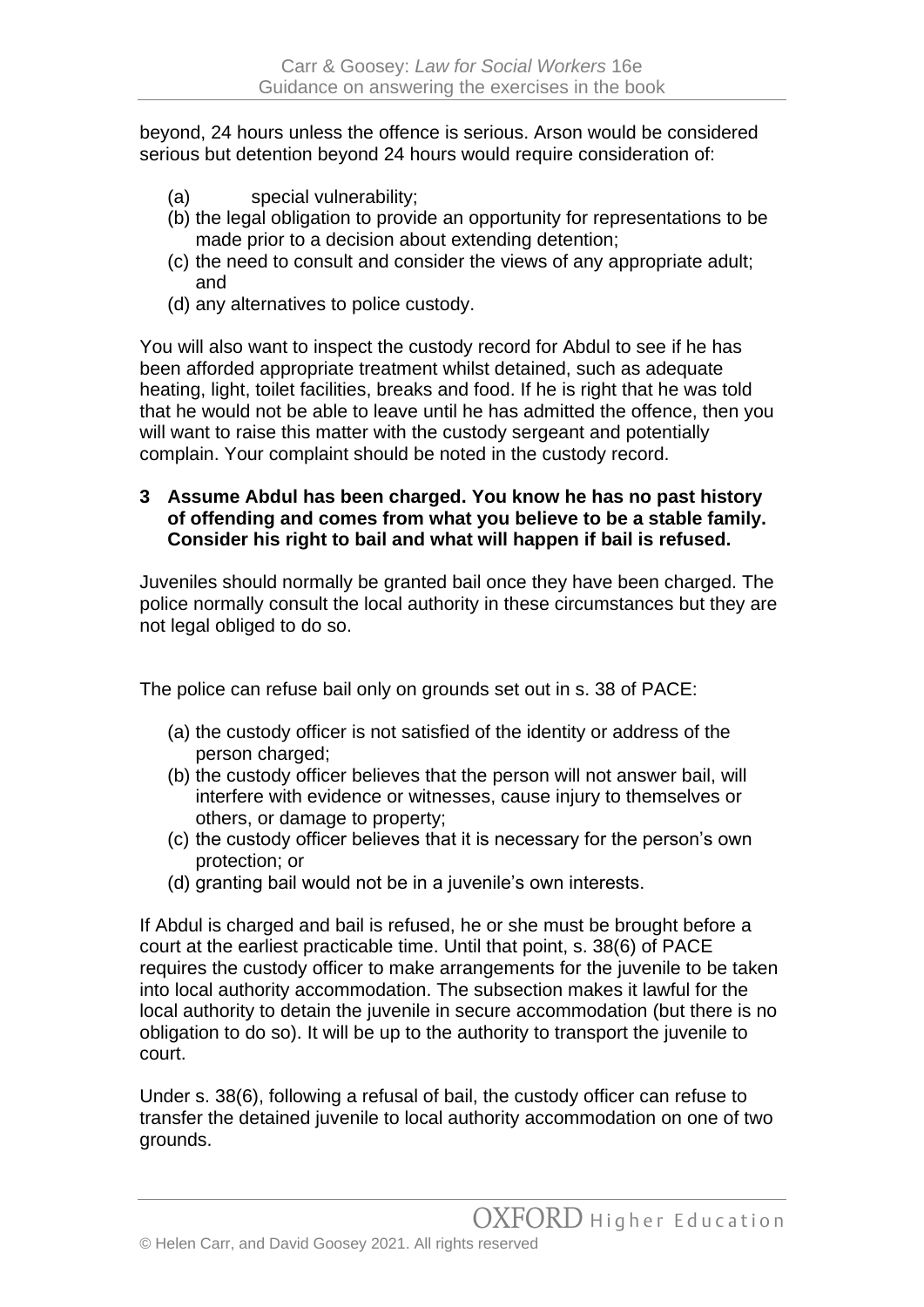beyond, 24 hours unless the offence is serious. Arson would be considered serious but detention beyond 24 hours would require consideration of:

(a) special vulnerability;
(b) the legal obligation to provide an opportunity for representations to be made prior to a decision about extending detention;
(c) the need to consult and consider the views of any appropriate adult; and
(d) any alternatives to police custody.

You will also want to inspect the custody record for Abdul to see if he has been afforded appropriate treatment whilst detained, such as adequate heating, light, toilet facilities, breaks and food. If he is right that he was told that he would not be able to leave until he has admitted the offence, then you will want to raise this matter with the custody sergeant and potentially complain. Your complaint should be noted in the custody record.

**3 Assume Abdul has been charged. You know he has no past history of offending and comes from what you believe to be a stable family. Consider his right to bail and what will happen if bail is refused.**

Juveniles should normally be granted bail once they have been charged. The police normally consult the local authority in these circumstances but they are not legal obliged to do so.

The police can refuse bail only on grounds set out in s. 38 of PACE:

(a) the custody officer is not satisfied of the identity or address of the person charged;
(b) the custody officer believes that the person will not answer bail, will interfere with evidence or witnesses, cause injury to themselves or others, or damage to property;
(c) the custody officer believes that it is necessary for the person's own protection; or
(d) granting bail would not be in a juvenile's own interests.

If Abdul is charged and bail is refused, he or she must be brought before a court at the earliest practicable time. Until that point, s. 38(6) of PACE requires the custody officer to make arrangements for the juvenile to be taken into local authority accommodation. The subsection makes it lawful for the local authority to detain the juvenile in secure accommodation (but there is no obligation to do so). It will be up to the authority to transport the juvenile to court.

Under s. 38(6), following a refusal of bail, the custody officer can refuse to transfer the detained juvenile to local authority accommodation on one of two grounds.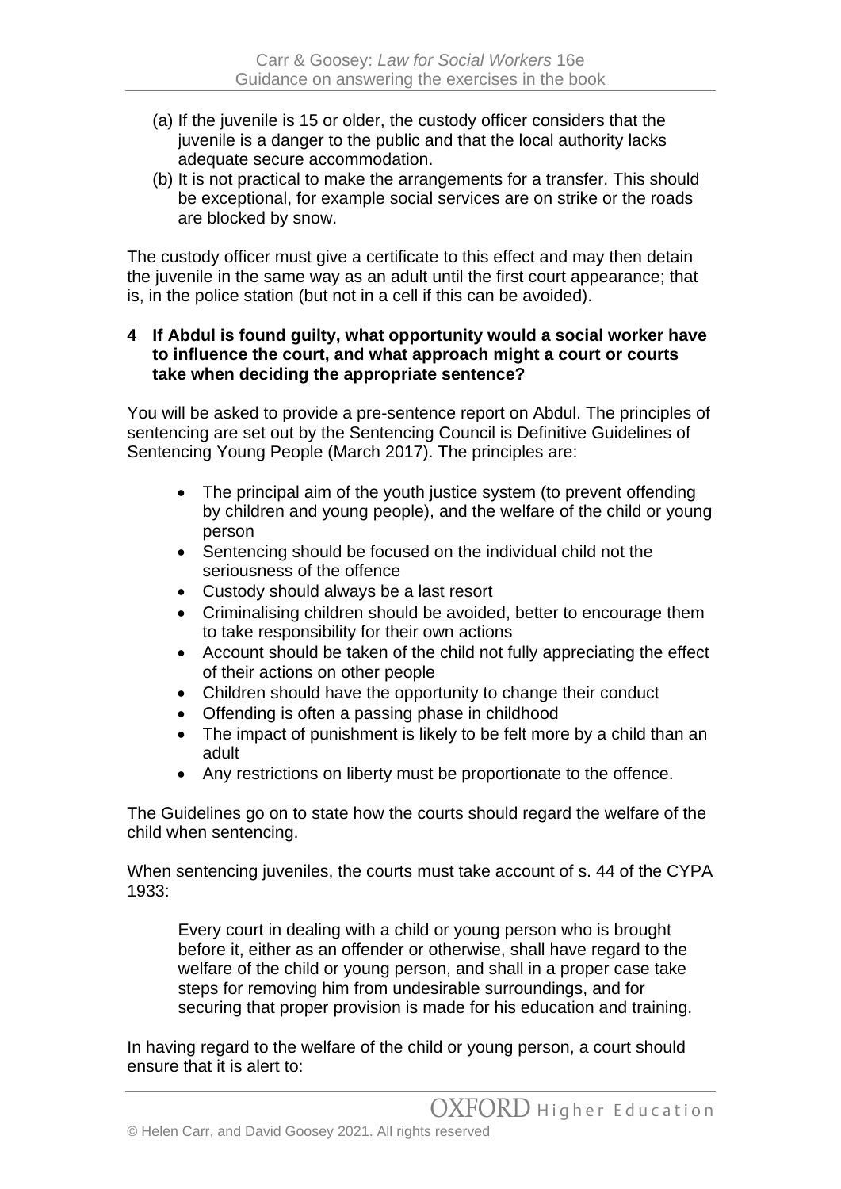(a) If the juvenile is 15 or older, the custody officer considers that the juvenile is a danger to the public and that the local authority lacks adequate secure accommodation.

(b) It is not practical to make the arrangements for a transfer. This should be exceptional, for example social services are on strike or the roads are blocked by snow.

The custody officer must give a certificate to this effect and may then detain the juvenile in the same way as an adult until the first court appearance; that is, in the police station (but not in a cell if this can be avoided).

**4 If Abdul is found guilty, what opportunity would a social worker have to influence the court, and what approach might a court or courts take when deciding the appropriate sentence?**

You will be asked to provide a pre-sentence report on Abdul. The principles of sentencing are set out by the Sentencing Council is Definitive Guidelines of Sentencing Young People (March 2017). The principles are:

- The principal aim of the youth justice system (to prevent offending by children and young people), and the welfare of the child or young person
- Sentencing should be focused on the individual child not the seriousness of the offence
- Custody should always be a last resort
- Criminalising children should be avoided, better to encourage them to take responsibility for their own actions
- Account should be taken of the child not fully appreciating the effect of their actions on other people
- Children should have the opportunity to change their conduct
- Offending is often a passing phase in childhood
- The impact of punishment is likely to be felt more by a child than an adult
- Any restrictions on liberty must be proportionate to the offence.

The Guidelines go on to state how the courts should regard the welfare of the child when sentencing.

When sentencing juveniles, the courts must take account of s. 44 of the CYPA 1933:

> Every court in dealing with a child or young person who is brought before it, either as an offender or otherwise, shall have regard to the welfare of the child or young person, and shall in a proper case take steps for removing him from undesirable surroundings, and for securing that proper provision is made for his education and training.

In having regard to the welfare of the child or young person, a court should ensure that it is alert to: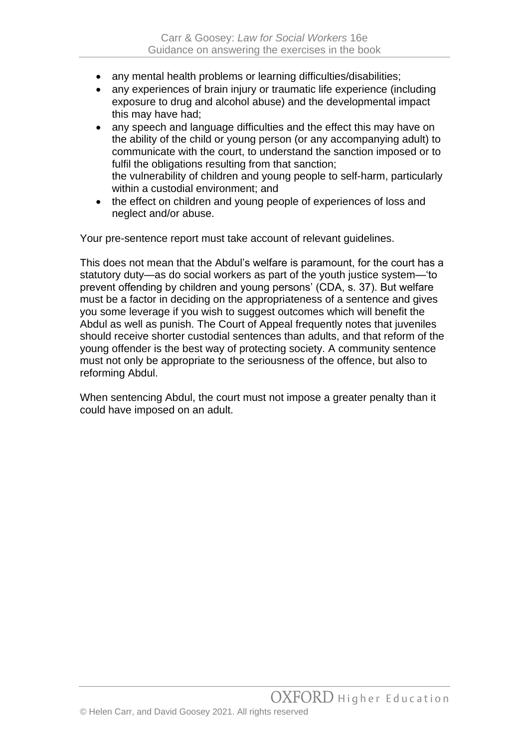- any mental health problems or learning difficulties/disabilities;
- any experiences of brain injury or traumatic life experience (including exposure to drug and alcohol abuse) and the developmental impact this may have had;
- any speech and language difficulties and the effect this may have on the ability of the child or young person (or any accompanying adult) to communicate with the court, to understand the sanction imposed or to fulfil the obligations resulting from that sanction;
  the vulnerability of children and young people to self-harm, particularly within a custodial environment; and
- the effect on children and young people of experiences of loss and neglect and/or abuse.

Your pre-sentence report must take account of relevant guidelines.

This does not mean that the Abdul's welfare is paramount, for the court has a statutory duty—as do social workers as part of the youth justice system—'to prevent offending by children and young persons' (CDA, s. 37). But welfare must be a factor in deciding on the appropriateness of a sentence and gives you some leverage if you wish to suggest outcomes which will benefit the Abdul as well as punish. The Court of Appeal frequently notes that juveniles should receive shorter custodial sentences than adults, and that reform of the young offender is the best way of protecting society. A community sentence must not only be appropriate to the seriousness of the offence, but also to reforming Abdul.

When sentencing Abdul, the court must not impose a greater penalty than it could have imposed on an adult.